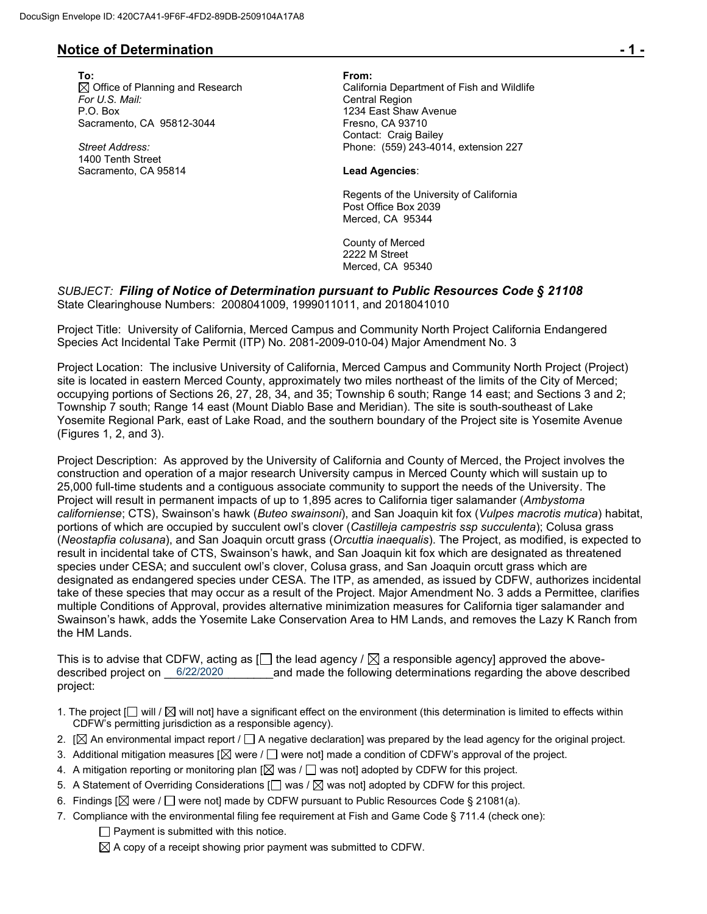DocuSign Envelope ID: 420C7A41-9F6F-4FD2-89DB-2509104A17A8

## Notice of Determination

**To:**
☒ Office of Planning and Research
*For U.S. Mail:*
P.O. Box
Sacramento, CA 95812-3044

*Street Address:*
1400 Tenth Street
Sacramento, CA 95814

**From:**
California Department of Fish and Wildlife
Central Region
1234 East Shaw Avenue
Fresno, CA 93710
Contact: Craig Bailey
Phone: (559) 243-4014, extension 227

**Lead Agencies**:

Regents of the University of California
Post Office Box 2039
Merced, CA 95344

County of Merced
2222 M Street
Merced, CA 95340

*SUBJECT:* ***Filing of Notice of Determination pursuant to Public Resources Code § 21108***
State Clearinghouse Numbers: 2008041009, 1999011011, and 2018041010

Project Title: University of California, Merced Campus and Community North Project California Endangered Species Act Incidental Take Permit (ITP) No. 2081-2009-010-04) Major Amendment No. 3

Project Location: The inclusive University of California, Merced Campus and Community North Project (Project) site is located in eastern Merced County, approximately two miles northeast of the limits of the City of Merced; occupying portions of Sections 26, 27, 28, 34, and 35; Township 6 south; Range 14 east; and Sections 3 and 2; Township 7 south; Range 14 east (Mount Diablo Base and Meridian). The site is south-southeast of Lake Yosemite Regional Park, east of Lake Road, and the southern boundary of the Project site is Yosemite Avenue (Figures 1, 2, and 3).

Project Description: As approved by the University of California and County of Merced, the Project involves the construction and operation of a major research University campus in Merced County which will sustain up to 25,000 full-time students and a contiguous associate community to support the needs of the University. The Project will result in permanent impacts of up to 1,895 acres to California tiger salamander (*Ambystoma californiense*; CTS), Swainson's hawk (*Buteo swainsoni*), and San Joaquin kit fox (*Vulpes macrotis mutica*) habitat, portions of which are occupied by succulent owl's clover (*Castilleja campestris ssp succulenta*); Colusa grass (*Neostapfia colusana*), and San Joaquin orcutt grass (*Orcuttia inaequalis*). The Project, as modified, is expected to result in incidental take of CTS, Swainson's hawk, and San Joaquin kit fox which are designated as threatened species under CESA; and succulent owl's clover, Colusa grass, and San Joaquin orcutt grass which are designated as endangered species under CESA. The ITP, as amended, as issued by CDFW, authorizes incidental take of these species that may occur as a result of the Project. Major Amendment No. 3 adds a Permittee, clarifies multiple Conditions of Approval, provides alternative minimization measures for California tiger salamander and Swainson's hawk, adds the Yosemite Lake Conservation Area to HM Lands, and removes the Lazy K Ranch from the HM Lands.

This is to advise that CDFW, acting as [☐ the lead agency / ☒ a responsible agency] approved the above-described project on 6/22/2020 and made the following determinations regarding the above described project:

1. The project [☐ will / ☒ will not] have a significant effect on the environment (this determination is limited to effects within CDFW's permitting jurisdiction as a responsible agency).
2. [☒ An environmental impact report / ☐ A negative declaration] was prepared by the lead agency for the original project.
3. Additional mitigation measures [☒ were / ☐ were not] made a condition of CDFW's approval of the project.
4. A mitigation reporting or monitoring plan [☒ was / ☐ was not] adopted by CDFW for this project.
5. A Statement of Overriding Considerations [☐ was / ☒ was not] adopted by CDFW for this project.
6. Findings [☒ were / ☐ were not] made by CDFW pursuant to Public Resources Code § 21081(a).
7. Compliance with the environmental filing fee requirement at Fish and Game Code § 711.4 (check one):
   - ☐ Payment is submitted with this notice.
   - ☒ A copy of a receipt showing prior payment was submitted to CDFW.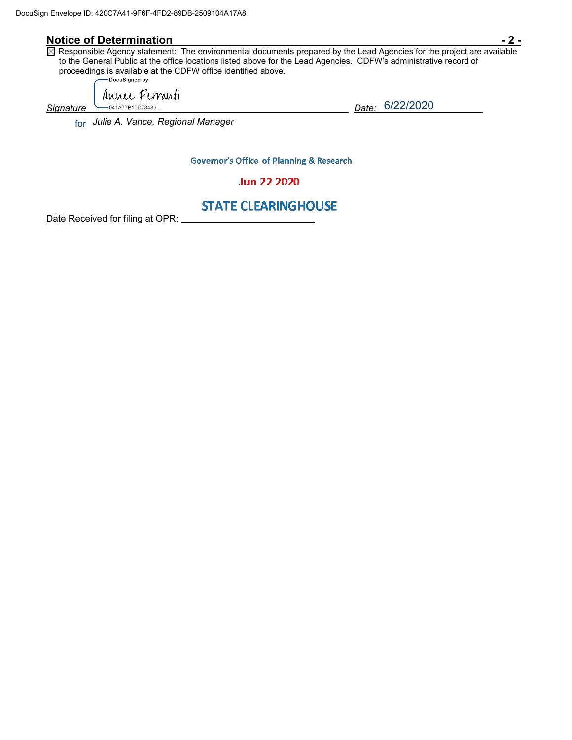DocuSign Envelope ID: 420C7A41-9F6F-4FD2-89DB-2509104A17A8

## Notice of Determination

☒ Responsible Agency statement: The environmental documents prepared by the Lead Agencies for the project are available to the General Public at the office locations listed above for the Lead Agencies. CDFW's administrative record of proceedings is available at the CDFW office identified above.

DocuSigned by:
Annee Ferranti
041A77B10D78486...

*Signature* ________________________ *Date:* 6/22/2020

for *Julie A. Vance, Regional Manager*

Governor's Office of Planning & Research

Jun 22 2020

STATE CLEARINGHOUSE

Date Received for filing at OPR: ________________________